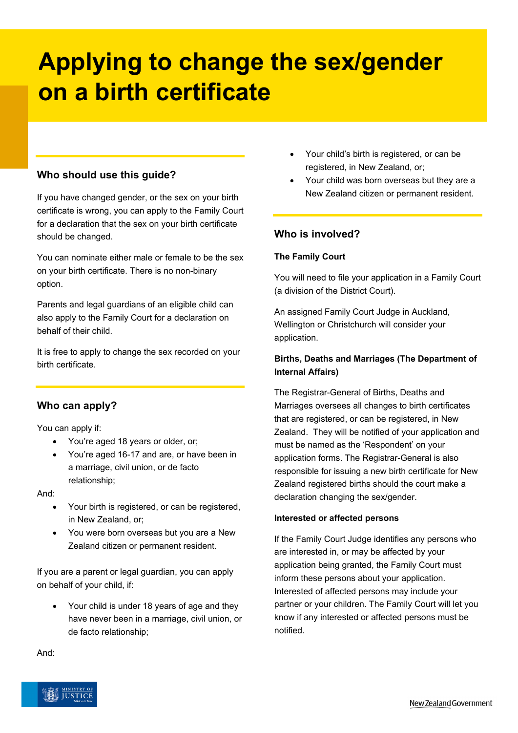# Applying to change the sex/gender on a birth certificate

## Who should use this guide?

If you have changed gender, or the sex on your birth certificate is wrong, you can apply to the Family Court for a declaration that the sex on your birth certificate should be changed.

You can nominate either male or female to be the sex on your birth certificate. There is no non-binary option.

Parents and legal guardians of an eligible child can also apply to the Family Court for a declaration on behalf of their child.

It is free to apply to change the sex recorded on your birth certificate.

## Who can apply?

You can apply if:

- You're aged 18 years or older, or;
- You're aged 16-17 and are, or have been in a marriage, civil union, or de facto relationship;

And:

- Your birth is registered, or can be registered, in New Zealand, or;
- You were born overseas but you are a New Zealand citizen or permanent resident.

If you are a parent or legal guardian, you can apply on behalf of your child, if:

- Your child is under 18 years of age and they have never been in a marriage, civil union, or de facto relationship;

And:

- Your child's birth is registered, or can be registered, in New Zealand, or;
- Your child was born overseas but they are a New Zealand citizen or permanent resident.

## Who is involved?

### The Family Court

You will need to file your application in a Family Court (a division of the District Court).

An assigned Family Court Judge in Auckland, Wellington or Christchurch will consider your application.

### Births, Deaths and Marriages (The Department of Internal Affairs)

The Registrar-General of Births, Deaths and Marriages oversees all changes to birth certificates that are registered, or can be registered, in New Zealand. They will be notified of your application and must be named as the 'Respondent' on your application forms. The Registrar-General is also responsible for issuing a new birth certificate for New Zealand registered births should the court make a declaration changing the sex/gender.

### Interested or affected persons

If the Family Court Judge identifies any persons who are interested in, or may be affected by your application being granted, the Family Court must inform these persons about your application. Interested of affected persons may include your partner or your children. The Family Court will let you know if any interested or affected persons must be notified.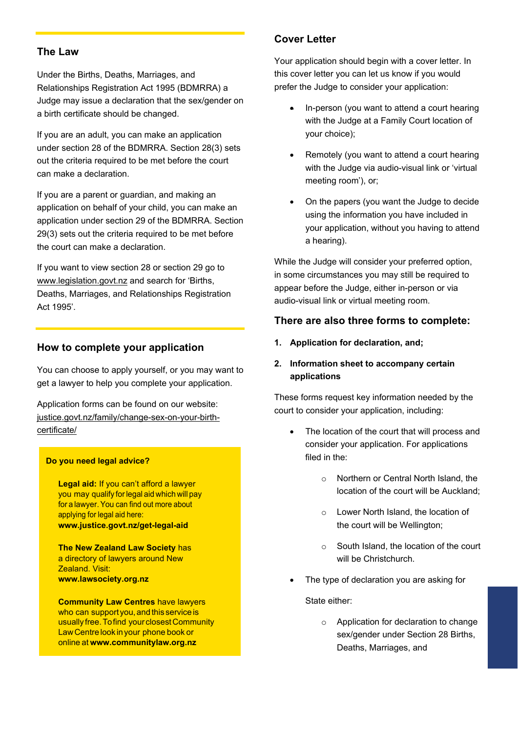## The Law

Under the Births, Deaths, Marriages, and Relationships Registration Act 1995 (BDMRRA) a Judge may issue a declaration that the sex/gender on a birth certificate should be changed.

If you are an adult, you can make an application under section 28 of the BDMRRA. Section 28(3) sets out the criteria required to be met before the court can make a declaration.

If you are a parent or guardian, and making an application on behalf of your child, you can make an application under section 29 of the BDMRRA. Section 29(3) sets out the criteria required to be met before the court can make a declaration.

If you want to view section 28 or section 29 go to www.legislation.govt.nz and search for 'Births, Deaths, Marriages, and Relationships Registration Act 1995'.

## How to complete your application

You can choose to apply yourself, or you may want to get a lawyer to help you complete your application.

Application forms can be found on our website: justice.govt.nz/family/change-sex-on-your-birth-certificate/

**Do you need legal advice?**

**Legal aid:** If you can't afford a lawyer you may qualify for legal aid which will pay for a lawyer. You can find out more about applying for legal aid here: **www.justice.govt.nz/get-legal-aid**

**The New Zealand Law Society** has a directory of lawyers around New Zealand. Visit: **www.lawsociety.org.nz**

**Community Law Centres** have lawyers who can support you, and this service is usually free. To find your closest Community Law Centre look in your phone book or online at **www.communitylaw.org.nz**

## Cover Letter

Your application should begin with a cover letter. In this cover letter you can let us know if you would prefer the Judge to consider your application:

- In-person (you want to attend a court hearing with the Judge at a Family Court location of your choice);
- Remotely (you want to attend a court hearing with the Judge via audio-visual link or 'virtual meeting room'), or;
- On the papers (you want the Judge to decide using the information you have included in your application, without you having to attend a hearing).

While the Judge will consider your preferred option, in some circumstances you may still be required to appear before the Judge, either in-person or via audio-visual link or virtual meeting room.

### There are also three forms to complete:

1. **Application for declaration, and;**
2. **Information sheet to accompany certain applications**

These forms request key information needed by the court to consider your application, including:

- The location of the court that will process and consider your application. For applications filed in the:
  - Northern or Central North Island, the location of the court will be Auckland;
  - Lower North Island, the location of the court will be Wellington;
  - South Island, the location of the court will be Christchurch.
- The type of declaration you are asking for

  State either:

  - Application for declaration to change sex/gender under Section 28 Births, Deaths, Marriages, and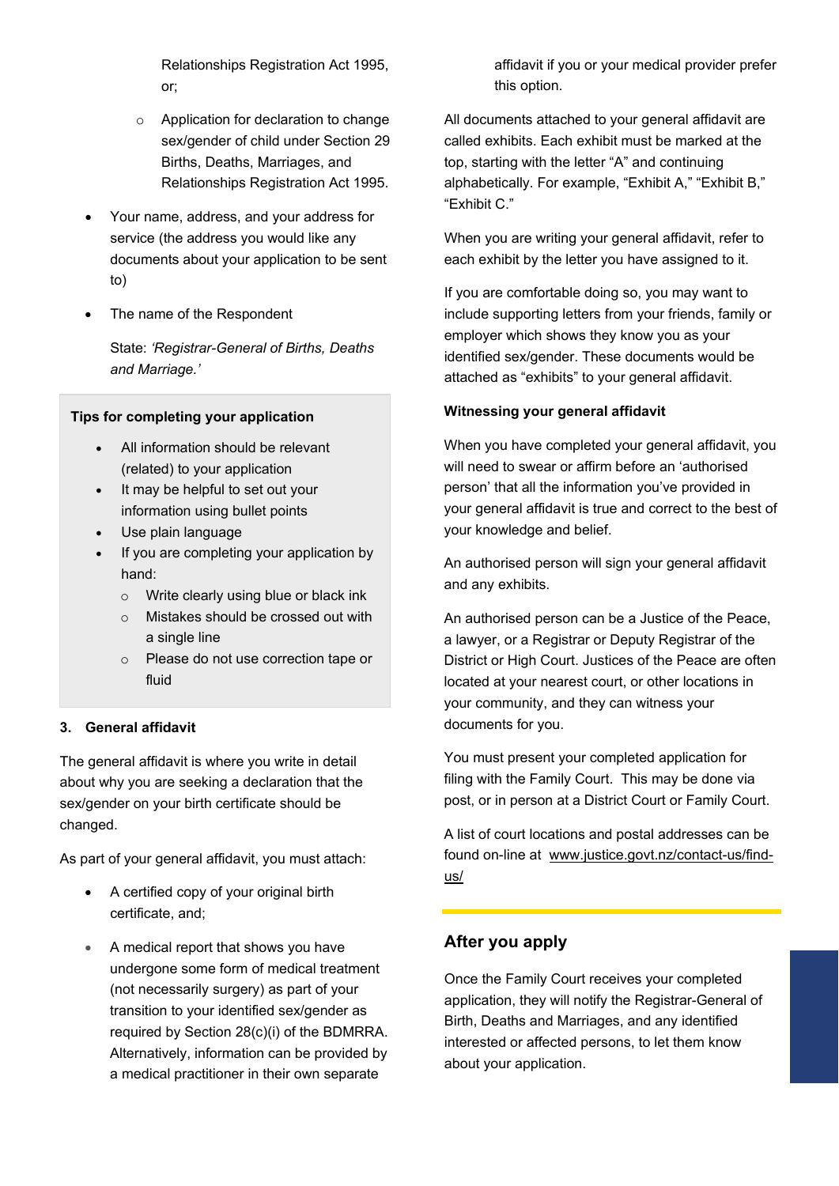Relationships Registration Act 1995, or;

  - Application for declaration to change sex/gender of child under Section 29 Births, Deaths, Marriages, and Relationships Registration Act 1995.

- Your name, address, and your address for service (the address you would like any documents about your application to be sent to)
- The name of the Respondent

  State: *'Registrar-General of Births, Deaths and Marriage.'*

**Tips for completing your application**

- All information should be relevant (related) to your application
- It may be helpful to set out your information using bullet points
- Use plain language
- If you are completing your application by hand:
  - Write clearly using blue or black ink
  - Mistakes should be crossed out with a single line
  - Please do not use correction tape or fluid

### 3. General affidavit

The general affidavit is where you write in detail about why you are seeking a declaration that the sex/gender on your birth certificate should be changed.

As part of your general affidavit, you must attach:

- A certified copy of your original birth certificate, and;
- A medical report that shows you have undergone some form of medical treatment (not necessarily surgery) as part of your transition to your identified sex/gender as required by Section 28(c)(i) of the BDMRRA. Alternatively, information can be provided by a medical practitioner in their own separate affidavit if you or your medical provider prefer this option.

All documents attached to your general affidavit are called exhibits. Each exhibit must be marked at the top, starting with the letter "A" and continuing alphabetically. For example, "Exhibit A," "Exhibit B," "Exhibit C."

When you are writing your general affidavit, refer to each exhibit by the letter you have assigned to it.

If you are comfortable doing so, you may want to include supporting letters from your friends, family or employer which shows they know you as your identified sex/gender. These documents would be attached as "exhibits" to your general affidavit.

**Witnessing your general affidavit**

When you have completed your general affidavit, you will need to swear or affirm before an 'authorised person' that all the information you've provided in your general affidavit is true and correct to the best of your knowledge and belief.

An authorised person will sign your general affidavit and any exhibits.

An authorised person can be a Justice of the Peace, a lawyer, or a Registrar or Deputy Registrar of the District or High Court. Justices of the Peace are often located at your nearest court, or other locations in your community, and they can witness your documents for you.

You must present your completed application for filing with the Family Court. This may be done via post, or in person at a District Court or Family Court.

A list of court locations and postal addresses can be found on-line at www.justice.govt.nz/contact-us/find-us/

## After you apply

Once the Family Court receives your completed application, they will notify the Registrar-General of Birth, Deaths and Marriages, and any identified interested or affected persons, to let them know about your application.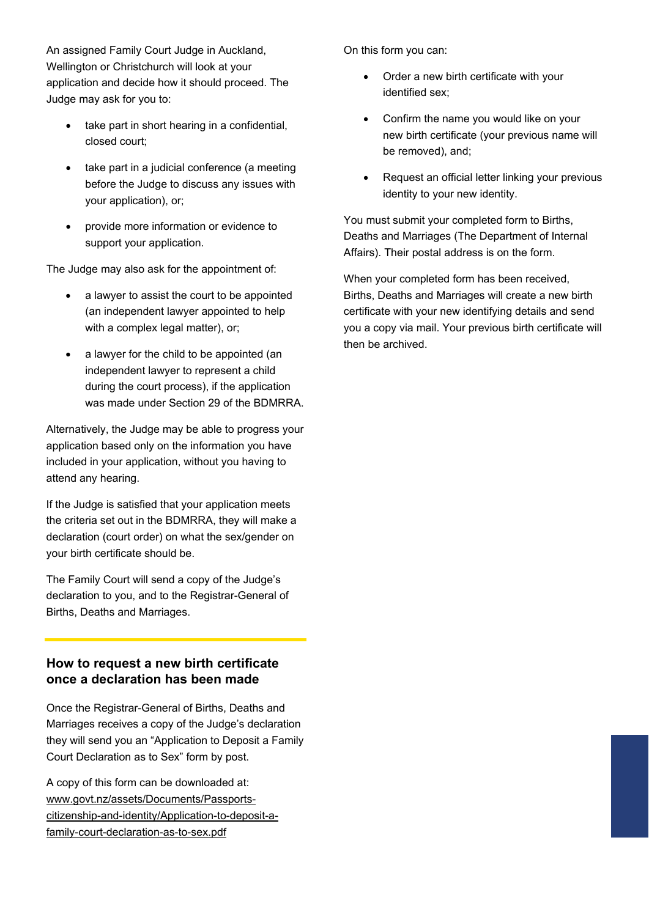An assigned Family Court Judge in Auckland, Wellington or Christchurch will look at your application and decide how it should proceed. The Judge may ask for you to:

- take part in short hearing in a confidential, closed court;
- take part in a judicial conference (a meeting before the Judge to discuss any issues with your application), or;
- provide more information or evidence to support your application.

The Judge may also ask for the appointment of:

- a lawyer to assist the court to be appointed (an independent lawyer appointed to help with a complex legal matter), or;
- a lawyer for the child to be appointed (an independent lawyer to represent a child during the court process), if the application was made under Section 29 of the BDMRRA.

Alternatively, the Judge may be able to progress your application based only on the information you have included in your application, without you having to attend any hearing.

If the Judge is satisfied that your application meets the criteria set out in the BDMRRA, they will make a declaration (court order) on what the sex/gender on your birth certificate should be.

The Family Court will send a copy of the Judge's declaration to you, and to the Registrar-General of Births, Deaths and Marriages.

## How to request a new birth certificate once a declaration has been made

Once the Registrar-General of Births, Deaths and Marriages receives a copy of the Judge's declaration they will send you an "Application to Deposit a Family Court Declaration as to Sex" form by post.

A copy of this form can be downloaded at: www.govt.nz/assets/Documents/Passports-citizenship-and-identity/Application-to-deposit-a-family-court-declaration-as-to-sex.pdf

On this form you can:

- Order a new birth certificate with your identified sex;
- Confirm the name you would like on your new birth certificate (your previous name will be removed), and;
- Request an official letter linking your previous identity to your new identity.

You must submit your completed form to Births, Deaths and Marriages (The Department of Internal Affairs). Their postal address is on the form.

When your completed form has been received, Births, Deaths and Marriages will create a new birth certificate with your new identifying details and send you a copy via mail. Your previous birth certificate will then be archived.